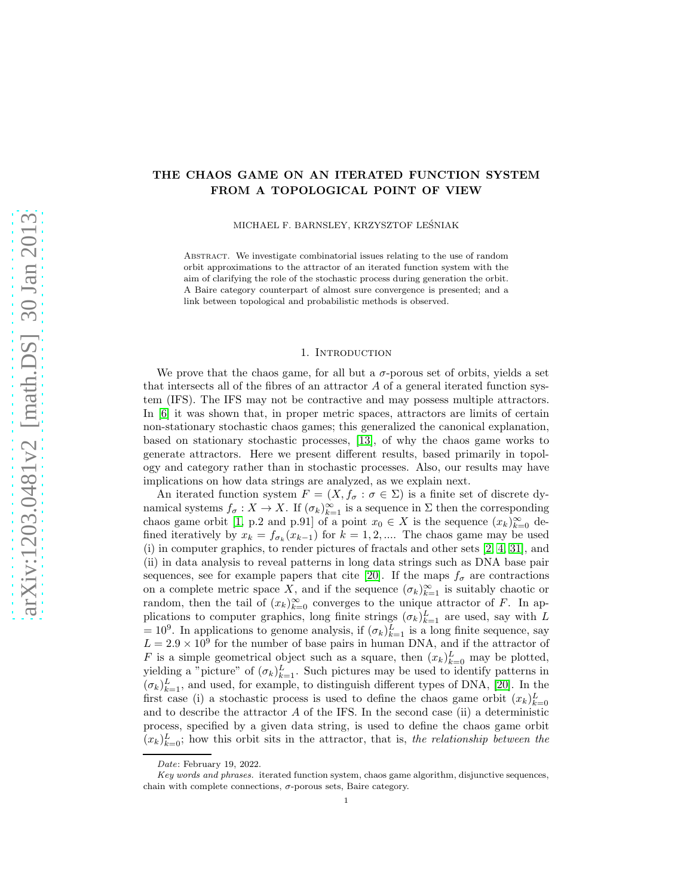# THE CHAOS GAME ON AN ITERATED FUNCTION SYSTEM FROM A TOPOLOGICAL POINT OF VIEW

MICHAEL F. BARNSLEY, KRZYSZTOF LEŚNIAK

Abstract. We investigate combinatorial issues relating to the use of random orbit approximations to the attractor of an iterated function system with the aim of clarifying the role of the stochastic process during generation the orbit. A Baire category counterpart of almost sure convergence is presented; and a link between topological and probabilistic methods is observed.

## 1. Introduction

We prove that the chaos game, for all but a $\sigma$-porous set of orbits, yields a set that intersects all of the fibres of an attractor $A$ of a general iterated function system (IFS). The IFS may not be contractive and may possess multiple attractors. In [6] it was shown that, in proper metric spaces, attractors are limits of certain non-stationary stochastic chaos games; this generalized the canonical explanation, based on stationary stochastic processes, [13], of why the chaos game works to generate attractors. Here we present different results, based primarily in topology and category rather than in stochastic processes. Also, our results may have implications on how data strings are analyzed, as we explain next.

An iterated function system $F = (X, f_\sigma : \sigma \in \Sigma)$ is a finite set of discrete dynamical systems $f_\sigma : X \to X$. If $(\sigma_k)_{k=1}^{\infty}$ is a sequence in $\Sigma$ then the corresponding chaos game orbit [1, p.2 and p.91] of a point $x_0 \in X$ is the sequence $(x_k)_{k=0}^{\infty}$ defined iteratively by $x_k = f_{\sigma_k}(x_{k-1})$ for $k = 1, 2, ....$ The chaos game may be used (i) in computer graphics, to render pictures of fractals and other sets [2, 4, 31], and (ii) in data analysis to reveal patterns in long data strings such as DNA base pair sequences, see for example papers that cite [20]. If the maps $f_\sigma$ are contractions on a complete metric space $X$, and if the sequence $(\sigma_k)_{k=1}^{\infty}$ is suitably chaotic or random, then the tail of $(x_k)_{k=0}^{\infty}$ converges to the unique attractor of $F$. In applications to computer graphics, long finite strings $(\sigma_k)_{k=1}^{L}$ are used, say with $L = 10^9$. In applications to genome analysis, if $(\sigma_k)_{k=1}^{L}$ is a long finite sequence, say $L = 2.9 \times 10^9$ for the number of base pairs in human DNA, and if the attractor of $F$ is a simple geometrical object such as a square, then $(x_k)_{k=0}^{L}$ may be plotted, yielding a "picture" of $(\sigma_k)_{k=1}^{L}$. Such pictures may be used to identify patterns in $(\sigma_k)_{k=1}^{L}$, and used, for example, to distinguish different types of DNA, [20]. In the first case (i) a stochastic process is used to define the chaos game orbit $(x_k)_{k=0}^{L}$ and to describe the attractor $A$ of the IFS. In the second case (ii) a deterministic process, specified by a given data string, is used to define the chaos game orbit $(x_k)_{k=0}^{L}$; how this orbit sits in the attractor, that is, *the relationship between the*

*Date*: February 19, 2022.

*Key words and phrases.* iterated function system, chaos game algorithm, disjunctive sequences, chain with complete connections, $\sigma$-porous sets, Baire category.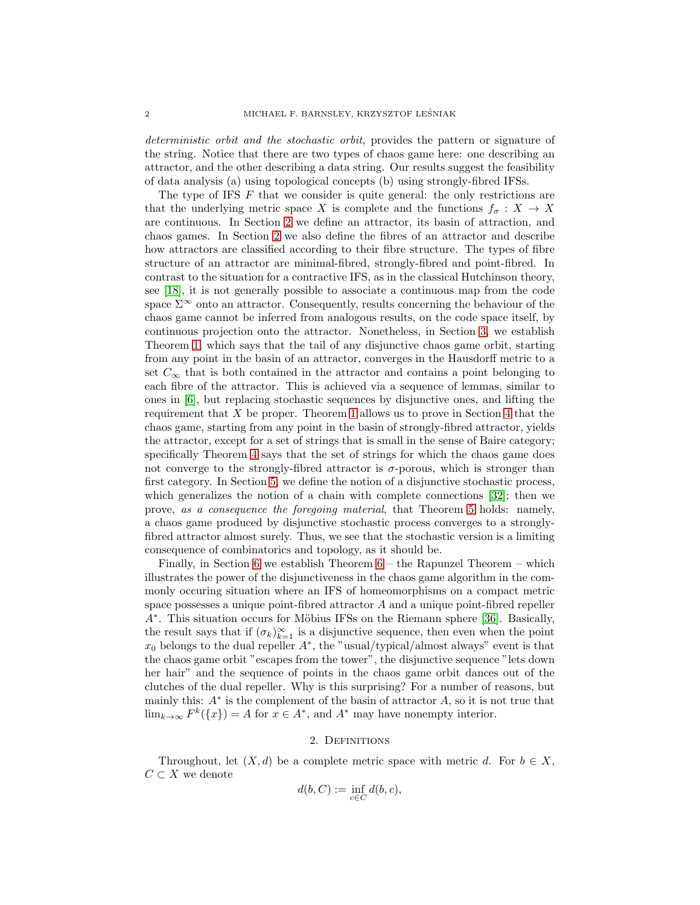*deterministic orbit and the stochastic orbit*, provides the pattern or signature of the string. Notice that there are two types of chaos game here: one describing an attractor, and the other describing a data string. Our results suggest the feasibility of data analysis (a) using topological concepts (b) using strongly-fibred IFSs.

The type of IFS $F$ that we consider is quite general: the only restrictions are that the underlying metric space $X$ is complete and the functions $f_\sigma : X \to X$ are continuous. In Section 2 we define an attractor, its basin of attraction, and chaos games. In Section 2 we also define the fibres of an attractor and describe how attractors are classified according to their fibre structure. The types of fibre structure of an attractor are minimal-fibred, strongly-fibred and point-fibred. In contrast to the situation for a contractive IFS, as in the classical Hutchinson theory, see [18], it is not generally possible to associate a continuous map from the code space $\Sigma^\infty$ onto an attractor. Consequently, results concerning the behaviour of the chaos game cannot be inferred from analogous results, on the code space itself, by continuous projection onto the attractor. Nonetheless, in Section 3, we establish Theorem 1 which says that the tail of any disjunctive chaos game orbit, starting from any point in the basin of an attractor, converges in the Hausdorff metric to a set $C_\infty$ that is both contained in the attractor and contains a point belonging to each fibre of the attractor. This is achieved via a sequence of lemmas, similar to ones in [6], but replacing stochastic sequences by disjunctive ones, and lifting the requirement that $X$ be proper. Theorem 1 allows us to prove in Section 4 that the chaos game, starting from any point in the basin of strongly-fibred attractor, yields the attractor, except for a set of strings that is small in the sense of Baire category; specifically Theorem 4 says that the set of strings for which the chaos game does not converge to the strongly-fibred attractor is $\sigma$-porous, which is stronger than first category. In Section 5, we define the notion of a disjunctive stochastic process, which generalizes the notion of a chain with complete connections [32]; then we prove, *as a consequence the foregoing material*, that Theorem 5 holds: namely, a chaos game produced by disjunctive stochastic process converges to a strongly-fibred attractor almost surely. Thus, we see that the stochastic version is a limiting consequence of combinatorics and topology, as it should be.

Finally, in Section 6 we establish Theorem 6 – the Rapunzel Theorem – which illustrates the power of the disjunctiveness in the chaos game algorithm in the commonly occuring situation where an IFS of homeomorphisms on a compact metric space possesses a unique point-fibred attractor $A$ and a unique point-fibred repeller $A^*$. This situation occurs for Möbius IFSs on the Riemann sphere [36]. Basically, the result says that if $(\sigma_k)_{k=1}^\infty$ is a disjunctive sequence, then even when the point $x_0$ belongs to the dual repeller $A^*$, the "usual/typical/almost always" event is that the chaos game orbit "escapes from the tower", the disjunctive sequence "lets down her hair" and the sequence of points in the chaos game orbit dances out of the clutches of the dual repeller. Why is this surprising? For a number of reasons, but mainly this: $A^*$ is the complement of the basin of attractor $A$, so it is not true that $\lim_{k\to\infty} F^k(\{x\}) = A$ for $x \in A^*$, and $A^*$ may have nonempty interior.

## 2. Definitions

Throughout, let $(X, d)$ be a complete metric space with metric $d$. For $b \in X$, $C \subset X$ we denote

$$d(b, C) := \inf_{c\in C} d(b, c),$$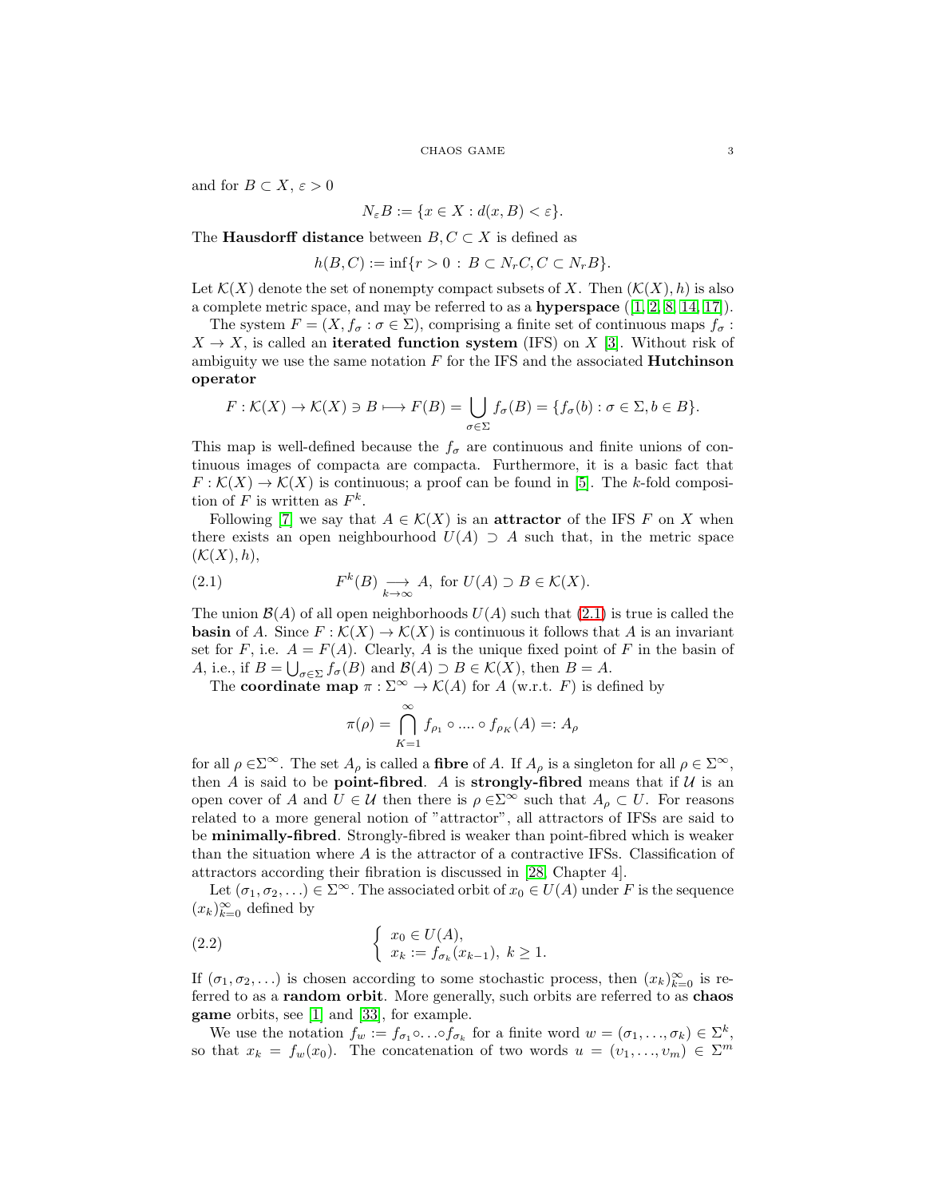and for $B \subset X$, $\varepsilon > 0$

$$N_\varepsilon B := \{x \in X : d(x, B) < \varepsilon\}.$$

The **Hausdorff distance** between $B, C \subset X$ is defined as

$$h(B, C) := \inf\{r > 0 \,:\, B \subset N_r C, C \subset N_r B\}.$$

Let $\mathcal{K}(X)$ denote the set of nonempty compact subsets of $X$. Then $(\mathcal{K}(X), h)$ is also a complete metric space, and may be referred to as a **hyperspace** ([1, 2, 8, 14, 17]).

The system $F = (X, f_\sigma : \sigma \in \Sigma)$, comprising a finite set of continuous maps $f_\sigma : X \to X$, is called an **iterated function system** (IFS) on $X$ [3]. Without risk of ambiguity we use the same notation $F$ for the IFS and the associated **Hutchinson operator**

$$F : \mathcal{K}(X) \to \mathcal{K}(X) \ni B \longmapsto F(B) = \bigcup_{\sigma \in \Sigma} f_\sigma(B) = \{f_\sigma(b) : \sigma \in \Sigma, b \in B\}.$$

This map is well-defined because the $f_\sigma$ are continuous and finite unions of continuous images of compacta are compacta. Furthermore, it is a basic fact that $F : \mathcal{K}(X) \to \mathcal{K}(X)$ is continuous; a proof can be found in [5]. The $k$-fold composition of $F$ is written as $F^k$.

Following [7] we say that $A \in \mathcal{K}(X)$ is an **attractor** of the IFS $F$ on $X$ when there exists an open neighbourhood $U(A) \supset A$ such that, in the metric space $(\mathcal{K}(X), h)$,

$$F^k(B) \underset{k\to\infty}{\longrightarrow} A, \text{ for } U(A) \supset B \in \mathcal{K}(X). \tag{2.1}$$

The union $\mathcal{B}(A)$ of all open neighborhoods $U(A)$ such that (2.1) is true is called the **basin** of $A$. Since $F : \mathcal{K}(X) \to \mathcal{K}(X)$ is continuous it follows that $A$ is an invariant set for $F$, i.e. $A = F(A)$. Clearly, $A$ is the unique fixed point of $F$ in the basin of $A$, i.e., if $B = \bigcup_{\sigma\in\Sigma} f_\sigma(B)$ and $\mathcal{B}(A) \supset B \in \mathcal{K}(X)$, then $B = A$.

The **coordinate map** $\pi : \Sigma^\infty \to \mathcal{K}(A)$ for $A$ (w.r.t. $F$) is defined by

$$\pi(\rho) = \bigcap_{K=1}^{\infty} f_{\rho_1} \circ .... \circ f_{\rho_K}(A) =: A_\rho$$

for all $\rho \in \Sigma^\infty$. The set $A_\rho$ is called a **fibre** of $A$. If $A_\rho$ is a singleton for all $\rho \in \Sigma^\infty$, then $A$ is said to be **point-fibred**. $A$ is **strongly-fibred** means that if $\mathcal{U}$ is an open cover of $A$ and $U \in \mathcal{U}$ then there is $\rho \in \Sigma^\infty$ such that $A_\rho \subset U$. For reasons related to a more general notion of "attractor", all attractors of IFSs are said to be **minimally-fibred**. Strongly-fibred is weaker than point-fibred which is weaker than the situation where $A$ is the attractor of a contractive IFSs. Classification of attractors according their fibration is discussed in [28, Chapter 4].

Let $(\sigma_1, \sigma_2, \ldots) \in \Sigma^\infty$. The associated orbit of $x_0 \in U(A)$ under $F$ is the sequence $(x_k)_{k=0}^\infty$ defined by

$$\begin{cases} x_0 \in U(A), \\ x_k := f_{\sigma_k}(x_{k-1}),\ k \geq 1. \end{cases} \tag{2.2}$$

If $(\sigma_1, \sigma_2, \ldots)$ is chosen according to some stochastic process, then $(x_k)_{k=0}^\infty$ is referred to as a **random orbit**. More generally, such orbits are referred to as **chaos game** orbits, see [1] and [33], for example.

We use the notation $f_w := f_{\sigma_1} \circ \ldots \circ f_{\sigma_k}$ for a finite word $w = (\sigma_1, \ldots, \sigma_k) \in \Sigma^k$, so that $x_k = f_w(x_0)$. The concatenation of two words $u = (\upsilon_1, \ldots, \upsilon_m) \in \Sigma^m$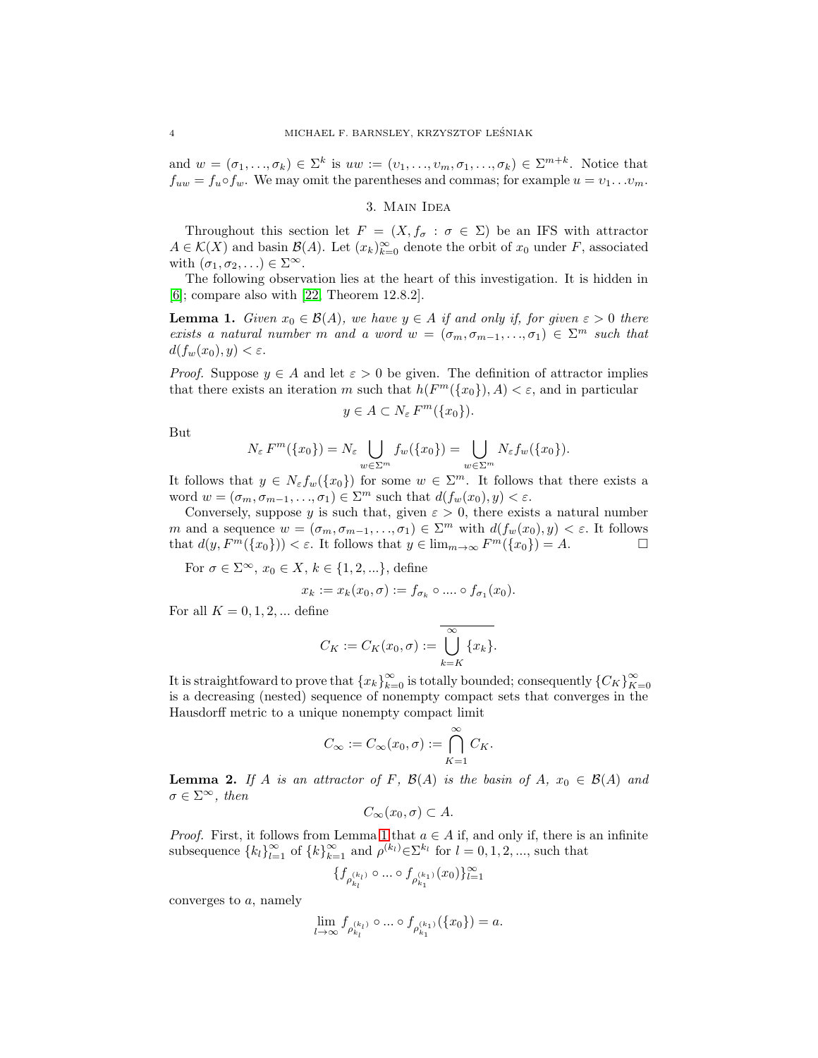and $w = (\sigma_1, \ldots, \sigma_k) \in \Sigma^k$ is $uw := (\upsilon_1, \ldots, \upsilon_m, \sigma_1, \ldots, \sigma_k) \in \Sigma^{m+k}$. Notice that $f_{uw} = f_u \circ f_w$. We may omit the parentheses and commas; for example $u = \upsilon_1 \ldots \upsilon_m$.

## 3. Main Idea

Throughout this section let $F = (X, f_\sigma : \sigma \in \Sigma)$ be an IFS with attractor $A \in \mathcal{K}(X)$ and basin $\mathcal{B}(A)$. Let $(x_k)_{k=0}^{\infty}$ denote the orbit of $x_0$ under $F$, associated with $(\sigma_1, \sigma_2, \ldots) \in \Sigma^{\infty}$.

The following observation lies at the heart of this investigation. It is hidden in [6]; compare also with [22, Theorem 12.8.2].

**Lemma 1.** *Given $x_0 \in \mathcal{B}(A)$, we have $y \in A$ if and only if, for given $\varepsilon > 0$ there exists a natural number $m$ and a word $w = (\sigma_m, \sigma_{m-1}, \ldots, \sigma_1) \in \Sigma^m$ such that $d(f_w(x_0), y) < \varepsilon$.*

*Proof.* Suppose $y \in A$ and let $\varepsilon > 0$ be given. The definition of attractor implies that there exists an iteration $m$ such that $h(F^m(\{x_0\}), A) < \varepsilon$, and in particular

$$y \in A \subset N_\varepsilon \, F^m(\{x_0\}).$$

But

$$N_\varepsilon \, F^m(\{x_0\}) = N_\varepsilon \bigcup_{w \in \Sigma^m} f_w(\{x_0\}) = \bigcup_{w \in \Sigma^m} N_\varepsilon f_w(\{x_0\}).$$

It follows that $y \in N_\varepsilon f_w(\{x_0\})$ for some $w \in \Sigma^m$. It follows that there exists a word $w = (\sigma_m, \sigma_{m-1}, \ldots, \sigma_1) \in \Sigma^m$ such that $d(f_w(x_0), y) < \varepsilon$.

Conversely, suppose $y$ is such that, given $\varepsilon > 0$, there exists a natural number $m$ and a sequence $w = (\sigma_m, \sigma_{m-1}, \ldots, \sigma_1) \in \Sigma^m$ with $d(f_w(x_0), y) < \varepsilon$. It follows that $d(y, F^m(\{x_0\})) < \varepsilon$. It follows that $y \in \lim_{m \to \infty} F^m(\{x_0\}) = A$. $\square$

For $\sigma \in \Sigma^\infty$, $x_0 \in X$, $k \in \{1, 2, ...\}$, define

$$x_k := x_k(x_0, \sigma) := f_{\sigma_k} \circ .... \circ f_{\sigma_1}(x_0).$$

For all $K = 0, 1, 2, ...$ define

$$C_K := C_K(x_0, \sigma) := \overline{\bigcup_{k=K}^{\infty} \{x_k\}}.$$

It is straightfoward to prove that $\{x_k\}_{k=0}^{\infty}$ is totally bounded; consequently $\{C_K\}_{K=0}^{\infty}$ is a decreasing (nested) sequence of nonempty compact sets that converges in the Hausdorff metric to a unique nonempty compact limit

$$C_\infty := C_\infty(x_0, \sigma) := \bigcap_{K=1}^{\infty} C_K.$$

**Lemma 2.** *If $A$ is an attractor of $F$, $\mathcal{B}(A)$ is the basin of $A$, $x_0 \in \mathcal{B}(A)$ and $\sigma \in \Sigma^\infty$, then*

$$C_\infty(x_0, \sigma) \subset A.$$

*Proof.* First, it follows from Lemma 1 that $a \in A$ if, and only if, there is an infinite subsequence $\{k_l\}_{l=1}^{\infty}$ of $\{k\}_{k=1}^{\infty}$ and $\rho^{(k_l)} \in \Sigma^{k_l}$ for $l = 0, 1, 2, ...$, such that

$$\{f_{\rho^{(k_l)}_{k_l}} \circ ... \circ f_{\rho^{(k_1)}_{k_1}}(x_0)\}_{l=1}^{\infty}$$

converges to $a$, namely

$$\lim_{l \to \infty} f_{\rho^{(k_l)}_{k_l}} \circ ... \circ f_{\rho^{(k_1)}_{k_1}}(\{x_0\}) = a.$$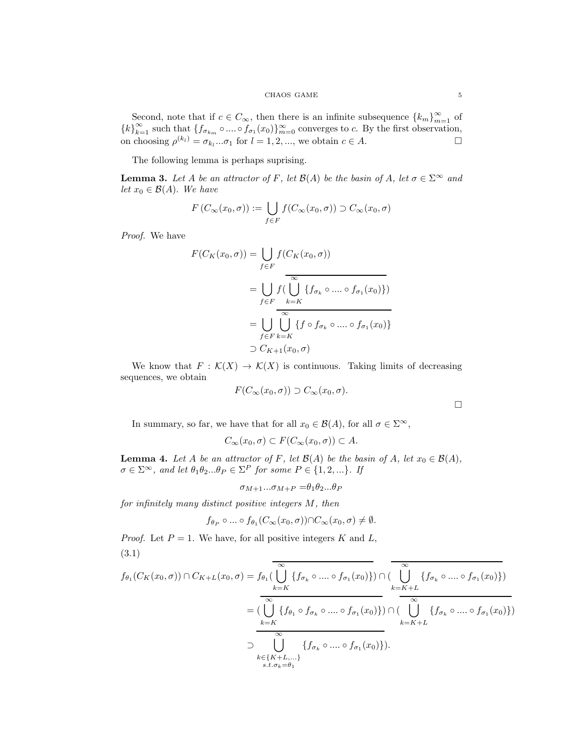Second, note that if $c \in C_\infty$, then there is an infinite subsequence $\{k_m\}_{m=1}^\infty$ of $\{k\}_{k=1}^\infty$ such that $\{f_{\sigma_{k_m}} \circ .... \circ f_{\sigma_1}(x_0)\}_{m=0}^\infty$ converges to $c$. By the first observation, on choosing $\rho^{(k_l)} = \sigma_{k_l}...\sigma_1$ for $l = 1, 2, ...$, we obtain $c \in A$. $\square$

The following lemma is perhaps suprising.

**Lemma 3.** *Let $A$ be an attractor of $F$, let $\mathcal{B}(A)$ be the basin of $A$, let $\sigma \in \Sigma^\infty$ and let $x_0 \in \mathcal{B}(A)$. We have*

$$F\left(C_\infty(x_0, \sigma)\right) := \bigcup_{f \in F} f(C_\infty(x_0, \sigma)) \supset C_\infty(x_0, \sigma)$$

*Proof.* We have

$$\begin{aligned}
F(C_K(x_0, \sigma)) &= \bigcup_{f \in F} f(C_K(x_0, \sigma)) \\
&= \bigcup_{f \in F} f(\overline{\bigcup_{k=K}^{\infty} \{f_{\sigma_k} \circ .... \circ f_{\sigma_1}(x_0)\}}) \\
&= \bigcup_{f \in F} \overline{\bigcup_{k=K}^{\infty} \{f \circ f_{\sigma_k} \circ .... \circ f_{\sigma_1}(x_0)\}} \\
&\supset C_{K+1}(x_0, \sigma)
\end{aligned}$$

We know that $F : \mathcal{K}(X) \to \mathcal{K}(X)$ is continuous. Taking limits of decreasing sequences, we obtain

$$F(C_\infty(x_0, \sigma)) \supset C_\infty(x_0, \sigma).$$

$\square$

In summary, so far, we have that for all $x_0 \in \mathcal{B}(A)$, for all $\sigma \in \Sigma^\infty$,

$$C_\infty(x_0, \sigma) \subset F(C_\infty(x_0, \sigma)) \subset A.$$

**Lemma 4.** *Let $A$ be an attractor of $F$, let $\mathcal{B}(A)$ be the basin of $A$, let $x_0 \in \mathcal{B}(A)$, $\sigma \in \Sigma^\infty$, and let $\theta_1\theta_2...\theta_P \in \Sigma^P$ for some $P \in \{1, 2, ...\}$. If*

$$\sigma_{M+1}...\sigma_{M+P} = \theta_1\theta_2...\theta_P$$

*for infinitely many distinct positive integers $M$, then*

$$f_{\theta_P} \circ ... \circ f_{\theta_1}(C_\infty(x_0, \sigma)) \cap C_\infty(x_0, \sigma) \neq \emptyset.$$

*Proof.* Let $P = 1$. We have, for all positive integers $K$ and $L$,

(3.1)

$$\begin{aligned}
f_{\theta_1}(C_K(x_0, \sigma)) \cap C_{K+L}(x_0, \sigma) &= f_{\theta_1}(\overline{\bigcup_{k=K}^{\infty} \{f_{\sigma_k} \circ .... \circ f_{\sigma_1}(x_0)\}}) \cap (\overline{\bigcup_{k=K+L}^{\infty} \{f_{\sigma_k} \circ .... \circ f_{\sigma_1}(x_0)\}}) \\
&= (\overline{\bigcup_{k=K}^{\infty} \{f_{\theta_1} \circ f_{\sigma_k} \circ .... \circ f_{\sigma_1}(x_0)\}}) \cap (\overline{\bigcup_{k=K+L}^{\infty} \{f_{\sigma_k} \circ .... \circ f_{\sigma_1}(x_0)\}}) \\
&\supset \overline{\bigcup_{\substack{k \in \{K+L, ...\} \\ s.t. \sigma_k = \theta_1}}^{\infty} \{f_{\sigma_k} \circ .... \circ f_{\sigma_1}(x_0)\}}).
\end{aligned}$$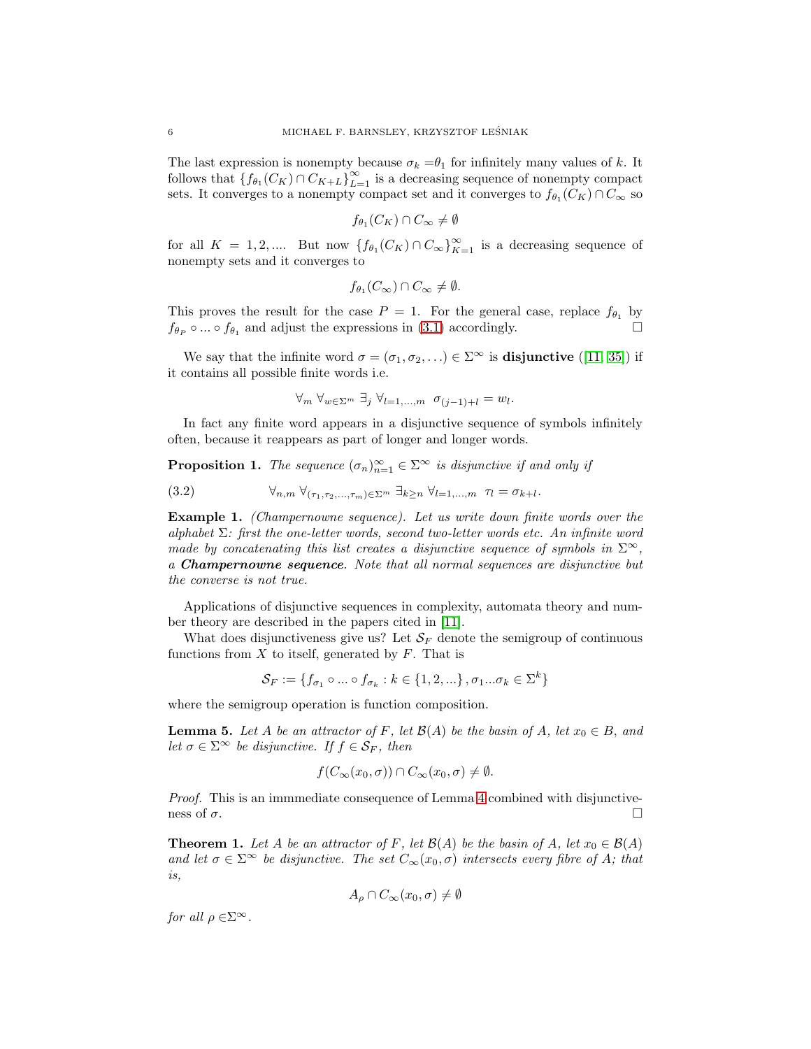The last expression is nonempty because $\sigma_k = \theta_1$ for infinitely many values of $k$. It follows that $\{f_{\theta_1}(C_K) \cap C_{K+L}\}_{L=1}^{\infty}$ is a decreasing sequence of nonempty compact sets. It converges to a nonempty compact set and it converges to $f_{\theta_1}(C_K) \cap C_\infty$ so

$$f_{\theta_1}(C_K) \cap C_\infty \neq \emptyset$$

for all $K = 1, 2, \ldots$. But now $\{f_{\theta_1}(C_K) \cap C_\infty\}_{K=1}^{\infty}$ is a decreasing sequence of nonempty sets and it converges to

$$f_{\theta_1}(C_\infty) \cap C_\infty \neq \emptyset.$$

This proves the result for the case $P = 1$. For the general case, replace $f_{\theta_1}$ by $f_{\theta_P} \circ \ldots \circ f_{\theta_1}$ and adjust the expressions in (3.1) accordingly. □

We say that the infinite word $\sigma = (\sigma_1, \sigma_2, \ldots) \in \Sigma^\infty$ is **disjunctive** ([11, 35]) if it contains all possible finite words i.e.

$$\forall_m \; \forall_{w \in \Sigma^m} \; \exists_j \; \forall_{l=1,\ldots,m} \;\; \sigma_{(j-1)+l} = w_l.$$

In fact any finite word appears in a disjunctive sequence of symbols infinitely often, because it reappears as part of longer and longer words.

**Proposition 1.** *The sequence $(\sigma_n)_{n=1}^{\infty} \in \Sigma^\infty$ is disjunctive if and only if*

$$\forall_{n,m} \; \forall_{(\tau_1,\tau_2,\ldots,\tau_m) \in \Sigma^m} \; \exists_{k \geq n} \; \forall_{l=1,\ldots,m} \;\; \tau_l = \sigma_{k+l}. \tag{3.2}$$

**Example 1.** *(Champernowne sequence). Let us write down finite words over the alphabet $\Sigma$: first the one-letter words, second two-letter words etc. An infinite word made by concatenating this list creates a disjunctive sequence of symbols in $\Sigma^\infty$, a **Champernowne sequence**. Note that all normal sequences are disjunctive but the converse is not true.*

Applications of disjunctive sequences in complexity, automata theory and number theory are described in the papers cited in [11].

What does disjunctiveness give us? Let $\mathcal{S}_F$ denote the semigroup of continuous functions from $X$ to itself, generated by $F$. That is

$$\mathcal{S}_F := \{f_{\sigma_1} \circ \ldots \circ f_{\sigma_k} : k \in \{1, 2, \ldots\}, \sigma_1 \ldots \sigma_k \in \Sigma^k\}$$

where the semigroup operation is function composition.

**Lemma 5.** *Let $A$ be an attractor of $F$, let $\mathcal{B}(A)$ be the basin of $A$, let $x_0 \in B$, and let $\sigma \in \Sigma^\infty$ be disjunctive. If $f \in \mathcal{S}_F$, then*

$$f(C_\infty(x_0, \sigma)) \cap C_\infty(x_0, \sigma) \neq \emptyset.$$

*Proof.* This is an immmediate consequence of Lemma 4 combined with disjunctiveness of $\sigma$. □

**Theorem 1.** *Let $A$ be an attractor of $F$, let $\mathcal{B}(A)$ be the basin of $A$, let $x_0 \in \mathcal{B}(A)$ and let $\sigma \in \Sigma^\infty$ be disjunctive. The set $C_\infty(x_0, \sigma)$ intersects every fibre of $A$; that is,*

$$A_\rho \cap C_\infty(x_0, \sigma) \neq \emptyset$$

*for all $\rho \in \Sigma^\infty$.*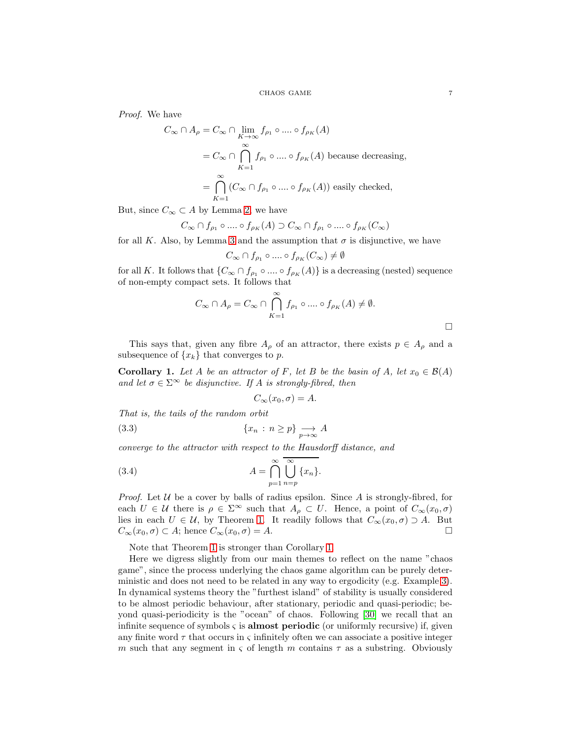*Proof.* We have

$$C_\infty \cap A_\rho = C_\infty \cap \lim_{K\to\infty} f_{\rho_1} \circ .... \circ f_{\rho_K}(A)$$

$$= C_\infty \cap \bigcap_{K=1}^{\infty} f_{\rho_1} \circ .... \circ f_{\rho_K}(A) \text{ because decreasing,}$$

$$= \bigcap_{K=1}^{\infty} (C_\infty \cap f_{\rho_1} \circ .... \circ f_{\rho_K}(A)) \text{ easily checked,}$$

But, since $C_\infty \subset A$ by Lemma 2, we have

$$C_\infty \cap f_{\rho_1} \circ .... \circ f_{\rho_K}(A) \supset C_\infty \cap f_{\rho_1} \circ .... \circ f_{\rho_K}(C_\infty)$$

for all $K$. Also, by Lemma 3 and the assumption that $\sigma$ is disjunctive, we have

$$C_\infty \cap f_{\rho_1} \circ .... \circ f_{\rho_K}(C_\infty) \neq \emptyset$$

for all $K$. It follows that $\{C_\infty \cap f_{\rho_1} \circ .... \circ f_{\rho_K}(A)\}$ is a decreasing (nested) sequence of non-empty compact sets. It follows that

$$C_\infty \cap A_\rho = C_\infty \cap \bigcap_{K=1}^{\infty} f_{\rho_1} \circ .... \circ f_{\rho_K}(A) \neq \emptyset.$$

□

This says that, given any fibre $A_\rho$ of an attractor, there exists $p \in A_\rho$ and a subsequence of $\{x_k\}$ that converges to $p$.

**Corollary 1.** *Let $A$ be an attractor of $F$, let $B$ be the basin of $A$, let $x_0 \in \mathcal{B}(A)$ and let $\sigma \in \Sigma^\infty$ be disjunctive. If $A$ is strongly-fibred, then*

$$C_\infty(x_0, \sigma) = A.$$

*That is, the tails of the random orbit*

$$\{x_n : n \geq p\} \underset{p\to\infty}{\longrightarrow} A \tag{3.3}$$

*converge to the attractor with respect to the Hausdorff distance, and*

$$A = \bigcap_{p=1}^{\infty} \overline{\bigcup_{n=p}^{\infty} \{x_n\}}. \tag{3.4}$$

*Proof.* Let $\mathcal{U}$ be a cover by balls of radius epsilon. Since $A$ is strongly-fibred, for each $U \in \mathcal{U}$ there is $\rho \in \Sigma^\infty$ such that $A_\rho \subset U$. Hence, a point of $C_\infty(x_0, \sigma)$ lies in each $U \in \mathcal{U}$, by Theorem 1. It readily follows that $C_\infty(x_0, \sigma) \supset A$. But $C_\infty(x_0, \sigma) \subset A$; hence $C_\infty(x_0, \sigma) = A$. □

Note that Theorem 1 is stronger than Corollary 1.

Here we digress slightly from our main themes to reflect on the name "chaos game", since the process underlying the chaos game algorithm can be purely deterministic and does not need to be related in any way to ergodicity (e.g. Example 3). In dynamical systems theory the "furthest island" of stability is usually considered to be almost periodic behaviour, after stationary, periodic and quasi-periodic; beyond quasi-periodicity is the "ocean" of chaos. Following [30] we recall that an infinite sequence of symbols $\varsigma$ is **almost periodic** (or uniformly recursive) if, given any finite word $\tau$ that occurs in $\varsigma$ infinitely often we can associate a positive integer $m$ such that any segment in $\varsigma$ of length $m$ contains $\tau$ as a substring. Obviously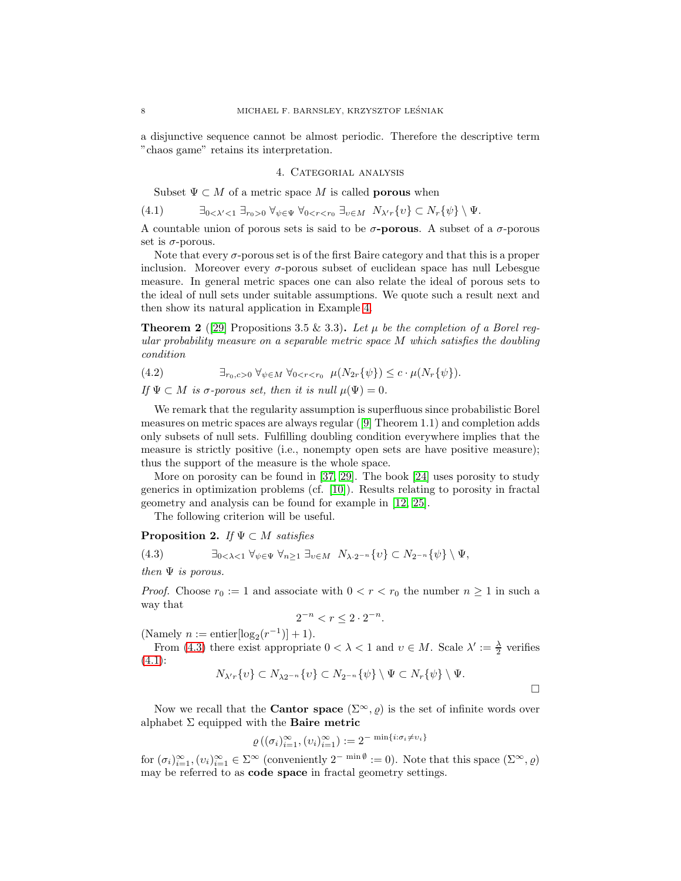a disjunctive sequence cannot be almost periodic. Therefore the descriptive term "chaos game" retains its interpretation.

## 4. Categorial analysis

Subset $\Psi \subset M$ of a metric space $M$ is called **porous** when

$$\exists_{0<\lambda'<1}\ \exists_{r_0>0}\ \forall_{\psi\in\Psi}\ \forall_{0<r<r_0}\ \exists_{\upsilon\in M}\ \ N_{\lambda' r}\{\upsilon\} \subset N_r\{\psi\} \setminus \Psi. \tag{4.1}$$

A countable union of porous sets is said to be **$\sigma$-porous**. A subset of a $\sigma$-porous set is $\sigma$-porous.

Note that every $\sigma$-porous set is of the first Baire category and that this is a proper inclusion. Moreover every $\sigma$-porous subset of euclidean space has null Lebesgue measure. In general metric spaces one can also relate the ideal of porous sets to the ideal of null sets under suitable assumptions. We quote such a result next and then show its natural application in Example 4.

**Theorem 2** ([29] Propositions 3.5 & 3.3)**.** *Let $\mu$ be the completion of a Borel regular probability measure on a separable metric space $M$ which satisfies the doubling condition*

$$\exists_{r_0,c>0}\ \forall_{\psi\in M}\ \forall_{0<r<r_0}\ \ \mu(N_{2r}\{\psi\}) \leq c\cdot \mu(N_r\{\psi\}). \tag{4.2}$$

*If $\Psi \subset M$ is $\sigma$-porous set, then it is null $\mu(\Psi)=0$.*

We remark that the regularity assumption is superfluous since probabilistic Borel measures on metric spaces are always regular ([9] Theorem 1.1) and completion adds only subsets of null sets. Fulfilling doubling condition everywhere implies that the measure is strictly positive (i.e., nonempty open sets are have positive measure); thus the support of the measure is the whole space.

More on porosity can be found in [37, 29]. The book [24] uses porosity to study generics in optimization problems (cf. [10]). Results relating to porosity in fractal geometry and analysis can be found for example in [12, 25].

The following criterion will be useful.

**Proposition 2.** *If $\Psi \subset M$ satisfies*

$$\exists_{0<\lambda<1}\ \forall_{\psi\in\Psi}\ \forall_{n\geq 1}\ \exists_{\upsilon\in M}\ \ N_{\lambda\cdot 2^{-n}}\{\upsilon\} \subset N_{2^{-n}}\{\psi\} \setminus \Psi, \tag{4.3}$$

*then $\Psi$ is porous.*

*Proof.* Choose $r_0 := 1$ and associate with $0<r<r_0$ the number $n\geq 1$ in such a way that

$$2^{-n} < r \leq 2\cdot 2^{-n}.$$

(Namely $n := \text{entier}[\log_2(r^{-1})]+1$).

From (4.3) there exist appropriate $0<\lambda<1$ and $\upsilon \in M$. Scale $\lambda' := \frac{\lambda}{2}$ verifies (4.1):

$$N_{\lambda' r}\{\upsilon\} \subset N_{\lambda 2^{-n}}\{\upsilon\} \subset N_{2^{-n}}\{\psi\}\setminus\Psi \subset N_r\{\psi\}\setminus\Psi.$$

$\square$

Now we recall that the **Cantor space** $(\Sigma^\infty, \varrho)$ is the set of infinite words over alphabet $\Sigma$ equipped with the **Baire metric**

$$\varrho\left((\sigma_i)_{i=1}^\infty, (\upsilon_i)_{i=1}^\infty\right) := 2^{-\min\{i:\sigma_i\neq\upsilon_i\}}$$

for $(\sigma_i)_{i=1}^\infty, (\upsilon_i)_{i=1}^\infty \in \Sigma^\infty$ (conveniently $2^{-\min\emptyset} := 0$). Note that this space $(\Sigma^\infty, \varrho)$ may be referred to as **code space** in fractal geometry settings.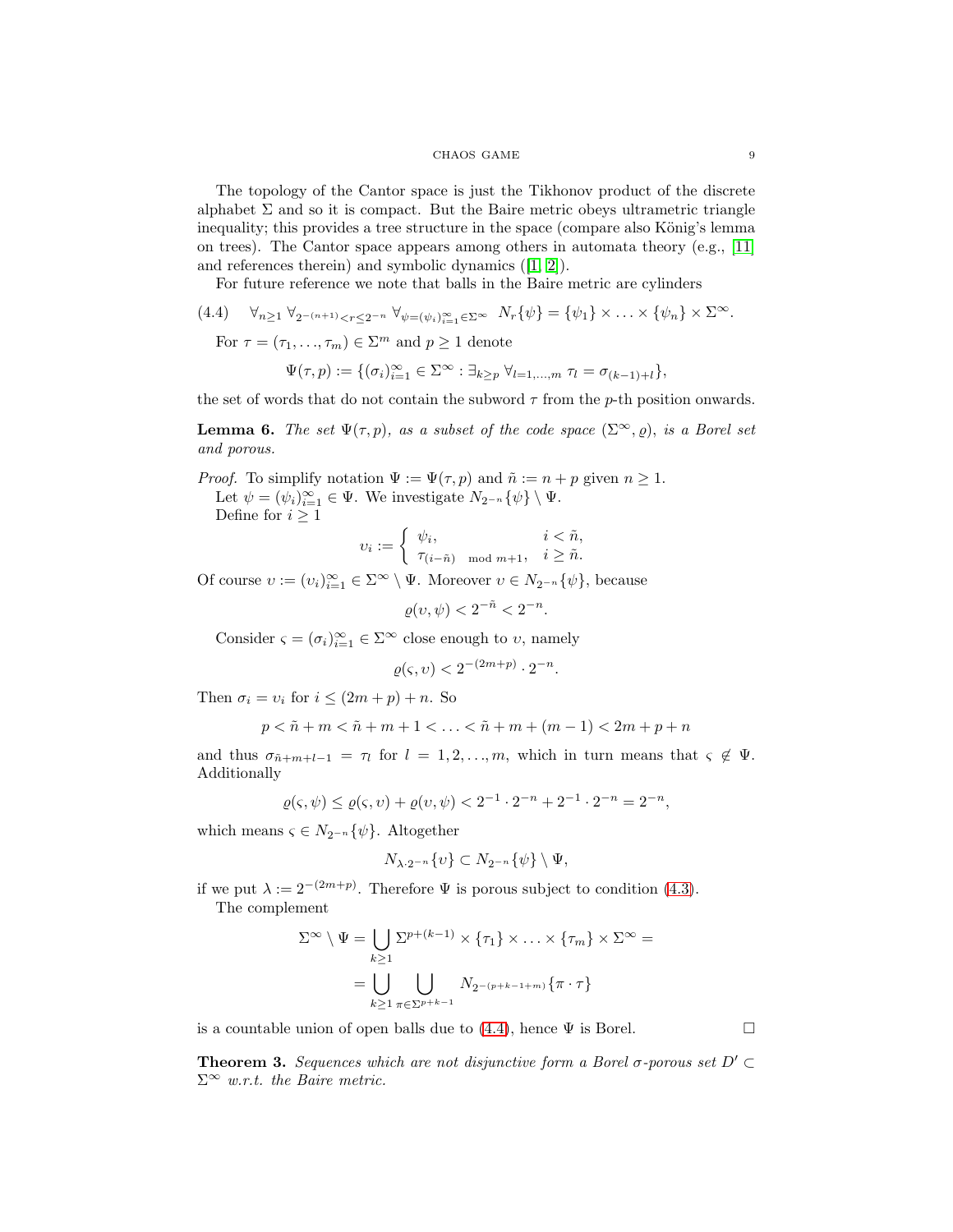The topology of the Cantor space is just the Tikhonov product of the discrete alphabet $\Sigma$ and so it is compact. But the Baire metric obeys ultrametric triangle inequality; this provides a tree structure in the space (compare also König's lemma on trees). The Cantor space appears among others in automata theory (e.g., [11] and references therein) and symbolic dynamics ([1, 2]).

For future reference we note that balls in the Baire metric are cylinders

$$(4.4) \quad \forall_{n\geq 1} \, \forall_{2^{-(n+1)}<r\leq 2^{-n}} \, \forall_{\psi=(\psi_i)_{i=1}^{\infty}\in\Sigma^{\infty}} \;\; N_r\{\psi\} = \{\psi_1\} \times \ldots \times \{\psi_n\} \times \Sigma^{\infty}.$$

For $\tau = (\tau_1, \ldots, \tau_m) \in \Sigma^m$ and $p \geq 1$ denote

$$\Psi(\tau, p) := \{(\sigma_i)_{i=1}^{\infty} \in \Sigma^{\infty} : \exists_{k\geq p} \, \forall_{l=1,\ldots,m} \; \tau_l = \sigma_{(k-1)+l}\},$$

the set of words that do not contain the subword $\tau$ from the $p$-th position onwards.

**Lemma 6.** *The set $\Psi(\tau, p)$, as a subset of the code space $(\Sigma^{\infty}, \varrho)$, is a Borel set and porous.*

*Proof.* To simplify notation $\Psi := \Psi(\tau, p)$ and $\tilde{n} := n + p$ given $n \geq 1$.

Let $\psi = (\psi_i)_{i=1}^{\infty} \in \Psi$. We investigate $N_{2^{-n}}\{\psi\} \setminus \Psi$.

Define for $i \geq 1$

$$\upsilon_i := \begin{cases} \psi_i, & i < \tilde{n}, \\ \tau_{(i-\tilde{n}) \mod m+1}, & i \geq \tilde{n}. \end{cases}$$

Of course $\upsilon := (\upsilon_i)_{i=1}^{\infty} \in \Sigma^{\infty} \setminus \Psi$. Moreover $\upsilon \in N_{2^{-n}}\{\psi\}$, because

$$\varrho(\upsilon, \psi) < 2^{-\tilde{n}} < 2^{-n}.$$

Consider $\varsigma = (\sigma_i)_{i=1}^{\infty} \in \Sigma^{\infty}$ close enough to $\upsilon$, namely

$$\varrho(\varsigma, \upsilon) < 2^{-(2m+p)} \cdot 2^{-n}.$$

Then $\sigma_i = \upsilon_i$ for $i \leq (2m + p) + n$. So

$$p < \tilde{n} + m < \tilde{n} + m + 1 < \ldots < \tilde{n} + m + (m - 1) < 2m + p + n$$

and thus $\sigma_{\tilde{n}+m+l-1} = \tau_l$ for $l = 1, 2, \ldots, m$, which in turn means that $\varsigma \notin \Psi$. Additionally

$$\varrho(\varsigma, \psi) \leq \varrho(\varsigma, \upsilon) + \varrho(\upsilon, \psi) < 2^{-1} \cdot 2^{-n} + 2^{-1} \cdot 2^{-n} = 2^{-n},$$

which means $\varsigma \in N_{2^{-n}}\{\psi\}$. Altogether

$$N_{\lambda \cdot 2^{-n}}\{\upsilon\} \subset N_{2^{-n}}\{\psi\} \setminus \Psi,$$

if we put $\lambda := 2^{-(2m+p)}$. Therefore $\Psi$ is porous subject to condition (4.3).

The complement

$$\Sigma^{\infty} \setminus \Psi = \bigcup_{k\geq 1} \Sigma^{p+(k-1)} \times \{\tau_1\} \times \ldots \times \{\tau_m\} \times \Sigma^{\infty} =$$

$$= \bigcup_{k\geq 1} \bigcup_{\pi\in\Sigma^{p+k-1}} N_{2^{-(p+k-1+m)}}\{\pi \cdot \tau\}$$

is a countable union of open balls due to (4.4), hence $\Psi$ is Borel. $\square$

**Theorem 3.** *Sequences which are not disjunctive form a Borel $\sigma$-porous set $D' \subset \Sigma^{\infty}$ w.r.t. the Baire metric.*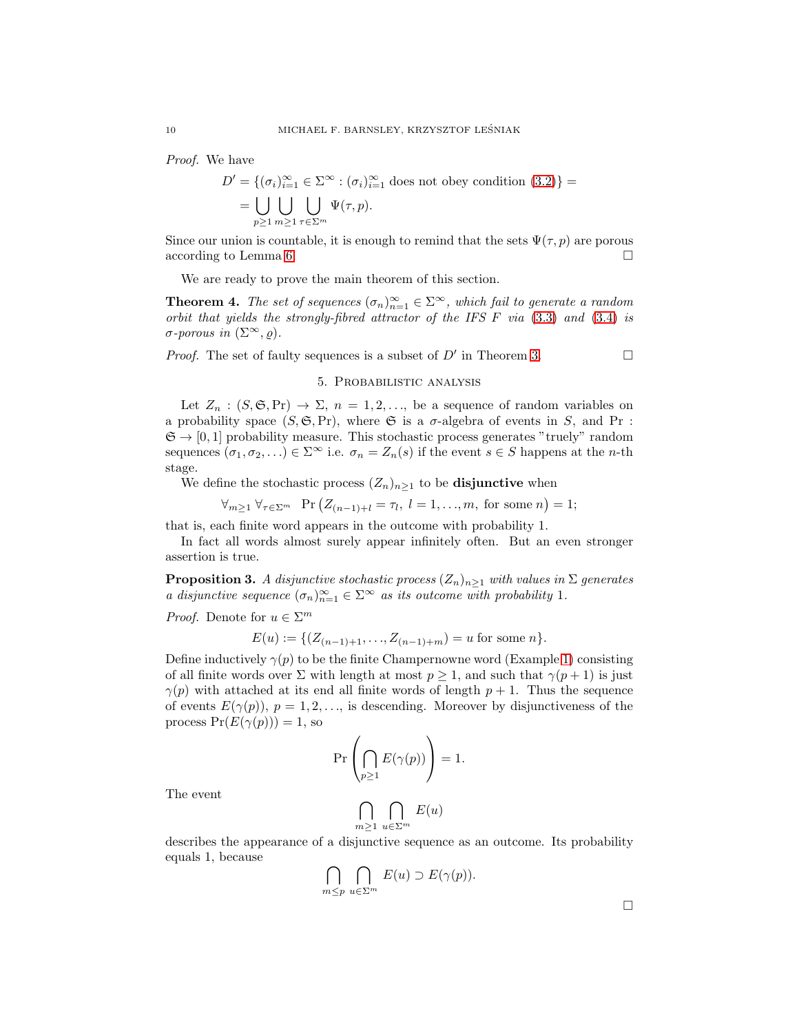*Proof.* We have

$$D' = \{(\sigma_i)_{i=1}^\infty \in \Sigma^\infty : (\sigma_i)_{i=1}^\infty \text{ does not obey condition (3.2)}\} =$$
$$= \bigcup_{p\geq 1} \bigcup_{m\geq 1} \bigcup_{\tau\in\Sigma^m} \Psi(\tau,p).$$

Since our union is countable, it is enough to remind that the sets $\Psi(\tau,p)$ are porous according to Lemma 6. □

We are ready to prove the main theorem of this section.

**Theorem 4.** *The set of sequences $(\sigma_n)_{n=1}^\infty \in \Sigma^\infty$, which fail to generate a random orbit that yields the strongly-fibred attractor of the IFS $F$ via (3.3) and (3.4) is $\sigma$-porous in $(\Sigma^\infty, \varrho)$.*

*Proof.* The set of faulty sequences is a subset of $D'$ in Theorem 3. □

## 5. Probabilistic analysis

Let $Z_n : (S, \mathfrak{S}, \Pr) \to \Sigma$, $n = 1, 2, \ldots$, be a sequence of random variables on a probability space $(S, \mathfrak{S}, \Pr)$, where $\mathfrak{S}$ is a $\sigma$-algebra of events in $S$, and $\Pr : \mathfrak{S} \to [0,1]$ probability measure. This stochastic process generates "truely" random sequences $(\sigma_1, \sigma_2, \ldots) \in \Sigma^\infty$ i.e. $\sigma_n = Z_n(s)$ if the event $s \in S$ happens at the $n$-th stage.

We define the stochastic process $(Z_n)_{n\geq 1}$ to be **disjunctive** when

$$\forall_{m\geq 1}\ \forall_{\tau\in\Sigma^m}\quad \Pr\left(Z_{(n-1)+l} = \tau_l,\ l = 1, \ldots, m, \text{ for some } n\right) = 1;$$

that is, each finite word appears in the outcome with probability 1.

In fact all words almost surely appear infinitely often. But an even stronger assertion is true.

**Proposition 3.** *A disjunctive stochastic process $(Z_n)_{n\geq 1}$ with values in $\Sigma$ generates a disjunctive sequence $(\sigma_n)_{n=1}^\infty \in \Sigma^\infty$ as its outcome with probability 1.*

*Proof.* Denote for $u \in \Sigma^m$

$$E(u) := \{(Z_{(n-1)+1}, \ldots, Z_{(n-1)+m}) = u \text{ for some } n\}.$$

Define inductively $\gamma(p)$ to be the finite Champernowne word (Example 1) consisting of all finite words over $\Sigma$ with length at most $p \geq 1$, and such that $\gamma(p+1)$ is just $\gamma(p)$ with attached at its end all finite words of length $p+1$. Thus the sequence of events $E(\gamma(p))$, $p = 1, 2, \ldots$, is descending. Moreover by disjunctiveness of the process $\Pr(E(\gamma(p))) = 1$, so

$$\Pr\left(\bigcap_{p\geq 1} E(\gamma(p))\right) = 1.$$

The event

$$\bigcap_{m\geq 1} \bigcap_{u\in\Sigma^m} E(u)$$

describes the appearance of a disjunctive sequence as an outcome. Its probability equals 1, because

$$\bigcap_{m\leq p} \bigcap_{u\in\Sigma^m} E(u) \supset E(\gamma(p)).$$

□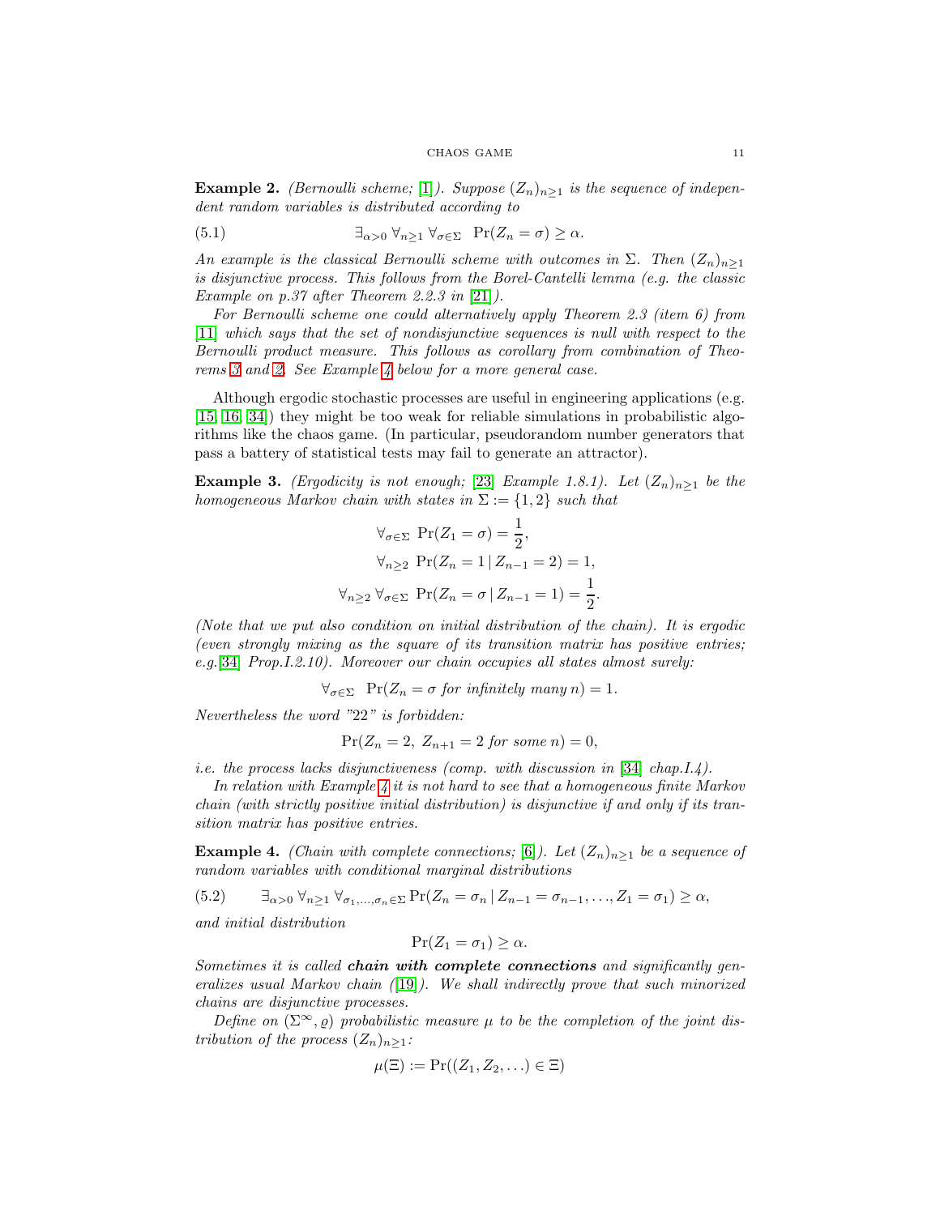**Example 2.** *(Bernoulli scheme; [1]). Suppose $(Z_n)_{n\geq 1}$ is the sequence of independent random variables is distributed according to*

$$\exists_{\alpha>0}\ \forall_{n\geq 1}\ \forall_{\sigma\in\Sigma}\ \ \Pr(Z_n=\sigma)\geq\alpha. \tag{5.1}$$

*An example is the classical Bernoulli scheme with outcomes in $\Sigma$. Then $(Z_n)_{n\geq 1}$ is disjunctive process. This follows from the Borel-Cantelli lemma (e.g. the classic Example on p.37 after Theorem 2.2.3 in [21]).*

*For Bernoulli scheme one could alternatively apply Theorem 2.3 (item 6) from [11] which says that the set of nondisjunctive sequences is null with respect to the Bernoulli product measure. This follows as corollary from combination of Theorems 3 and 2. See Example 4 below for a more general case.*

Although ergodic stochastic processes are useful in engineering applications (e.g. [15, 16, 34]) they might be too weak for reliable simulations in probabilistic algorithms like the chaos game. (In particular, pseudorandom number generators that pass a battery of statistical tests may fail to generate an attractor).

**Example 3.** *(Ergodicity is not enough; [23] Example 1.8.1). Let $(Z_n)_{n\geq 1}$ be the homogeneous Markov chain with states in $\Sigma := \{1,2\}$ such that*

$$\forall_{\sigma\in\Sigma}\ \Pr(Z_1=\sigma)=\frac{1}{2},$$
$$\forall_{n\geq 2}\ \Pr(Z_n=1\,|\,Z_{n-1}=2)=1,$$
$$\forall_{n\geq 2}\ \forall_{\sigma\in\Sigma}\ \Pr(Z_n=\sigma\,|\,Z_{n-1}=1)=\frac{1}{2}.$$

*(Note that we put also condition on initial distribution of the chain). It is ergodic (even strongly mixing as the square of its transition matrix has positive entries; e.g.[34] Prop.I.2.10). Moreover our chain occupies all states almost surely:*

$$\forall_{\sigma\in\Sigma}\ \ \Pr(Z_n=\sigma \text{ for infinitely many } n)=1.$$

*Nevertheless the word "22" is forbidden:*

$$\Pr(Z_n=2,\ Z_{n+1}=2 \text{ for some } n)=0,$$

*i.e. the process lacks disjunctiveness (comp. with discussion in [34] chap.I.4).*

*In relation with Example 4 it is not hard to see that a homogeneous finite Markov chain (with strictly positive initial distribution) is disjunctive if and only if its transition matrix has positive entries.*

**Example 4.** *(Chain with complete connections; [6]). Let $(Z_n)_{n\geq 1}$ be a sequence of random variables with conditional marginal distributions*

$$\exists_{\alpha>0}\ \forall_{n\geq 1}\ \forall_{\sigma_1,\ldots,\sigma_n\in\Sigma}\Pr(Z_n=\sigma_n\,|\,Z_{n-1}=\sigma_{n-1},\ldots,Z_1=\sigma_1)\geq\alpha, \tag{5.2}$$

*and initial distribution*

$$\Pr(Z_1=\sigma_1)\geq\alpha.$$

*Sometimes it is called **chain with complete connections** and significantly generalizes usual Markov chain ([19]). We shall indirectly prove that such minorized chains are disjunctive processes.*

*Define on $(\Sigma^\infty,\varrho)$ probabilistic measure $\mu$ to be the completion of the joint distribution of the process $(Z_n)_{n\geq 1}$:*

$$\mu(\Xi):=\Pr((Z_1,Z_2,\ldots)\in\Xi)$$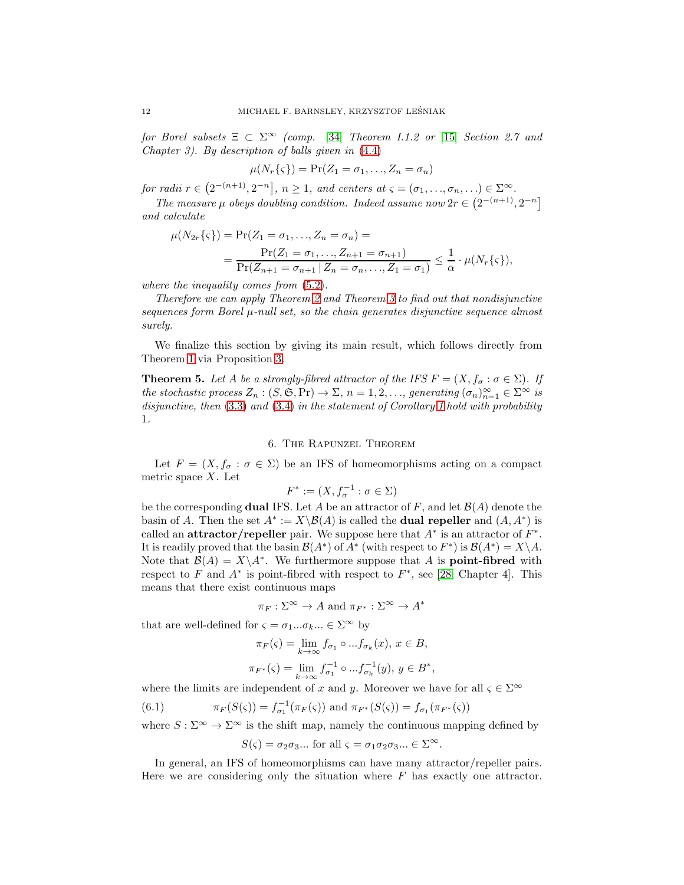*for Borel subsets $\Xi \subset \Sigma^\infty$ (comp. [34] Theorem I.1.2 or [15] Section 2.7 and Chapter 3). By description of balls given in (4.4)*

$$\mu(N_r\{\varsigma\}) = \Pr(Z_1 = \sigma_1, \ldots, Z_n = \sigma_n)$$

*for radii $r \in \left(2^{-(n+1)}, 2^{-n}\right]$, $n \geq 1$, and centers at $\varsigma = (\sigma_1, \ldots, \sigma_n, \ldots) \in \Sigma^\infty$.*

*The measure $\mu$ obeys doubling condition. Indeed assume now $2r \in \left(2^{-(n+1)}, 2^{-n}\right]$ and calculate*

$$\mu(N_{2r}\{\varsigma\}) = \Pr(Z_1 = \sigma_1, \ldots, Z_n = \sigma_n) =$$
$$= \frac{\Pr(Z_1 = \sigma_1, \ldots, Z_{n+1} = \sigma_{n+1})}{\Pr(Z_{n+1} = \sigma_{n+1} \,|\, Z_n = \sigma_n, \ldots, Z_1 = \sigma_1)} \leq \frac{1}{\alpha} \cdot \mu(N_r\{\varsigma\}),$$

*where the inequality comes from (5.2).*

*Therefore we can apply Theorem 2 and Theorem 3 to find out that nondisjunctive sequences form Borel $\mu$-null set, so the chain generates disjunctive sequence almost surely.*

We finalize this section by giving its main result, which follows directly from Theorem 1 via Proposition 3.

**Theorem 5.** *Let $A$ be a strongly-fibred attractor of the IFS $F = (X, f_\sigma : \sigma \in \Sigma)$. If the stochastic process $Z_n : (S, \mathfrak{S}, \Pr) \to \Sigma$, $n = 1, 2, \ldots$, generating $(\sigma_n)_{n=1}^\infty \in \Sigma^\infty$ is disjunctive, then (3.3) and (3.4) in the statement of Corollary 1 hold with probability 1.*

## 6. The Rapunzel Theorem

Let $F = (X, f_\sigma : \sigma \in \Sigma)$ be an IFS of homeomorphisms acting on a compact metric space $X$. Let

$$F^* := (X, f_\sigma^{-1} : \sigma \in \Sigma)$$

be the corresponding **dual** IFS. Let $A$ be an attractor of $F$, and let $\mathcal{B}(A)$ denote the basin of $A$. Then the set $A^* := X \backslash \mathcal{B}(A)$ is called the **dual repeller** and $(A, A^*)$ is called an **attractor/repeller** pair. We suppose here that $A^*$ is an attractor of $F^*$. It is readily proved that the basin $\mathcal{B}(A^*)$ of $A^*$ (with respect to $F^*$) is $\mathcal{B}(A^*) = X \backslash A$. Note that $\mathcal{B}(A) = X \backslash A^*$. We furthermore suppose that $A$ is **point-fibred** with respect to $F$ and $A^*$ is point-fibred with respect to $F^*$, see [28, Chapter 4]. This means that there exist continuous maps

$$\pi_F : \Sigma^\infty \to A \text{ and } \pi_{F^*} : \Sigma^\infty \to A^*$$

that are well-defined for $\varsigma = \sigma_1 \ldots \sigma_k \ldots \in \Sigma^\infty$ by

$$\pi_F(\varsigma) = \lim_{k\to\infty} f_{\sigma_1} \circ \ldots f_{\sigma_k}(x),\ x \in B,$$

$$\pi_{F^*}(\varsigma) = \lim_{k\to\infty} f_{\sigma_1}^{-1} \circ \ldots f_{\sigma_k}^{-1}(y),\ y \in B^*,$$

where the limits are independent of $x$ and $y$. Moreover we have for all $\varsigma \in \Sigma^\infty$

$$\pi_F(S(\varsigma)) = f_{\sigma_1}^{-1}(\pi_F(\varsigma)) \text{ and } \pi_{F^*}(S(\varsigma)) = f_{\sigma_1}(\pi_{F^*}(\varsigma)) \tag{6.1}$$

where $S : \Sigma^\infty \to \Sigma^\infty$ is the shift map, namely the continuous mapping defined by

$$S(\varsigma) = \sigma_2\sigma_3 \ldots \text{ for all } \varsigma = \sigma_1\sigma_2\sigma_3 \ldots \in \Sigma^\infty.$$

In general, an IFS of homeomorphisms can have many attractor/repeller pairs. Here we are considering only the situation where $F$ has exactly one attractor.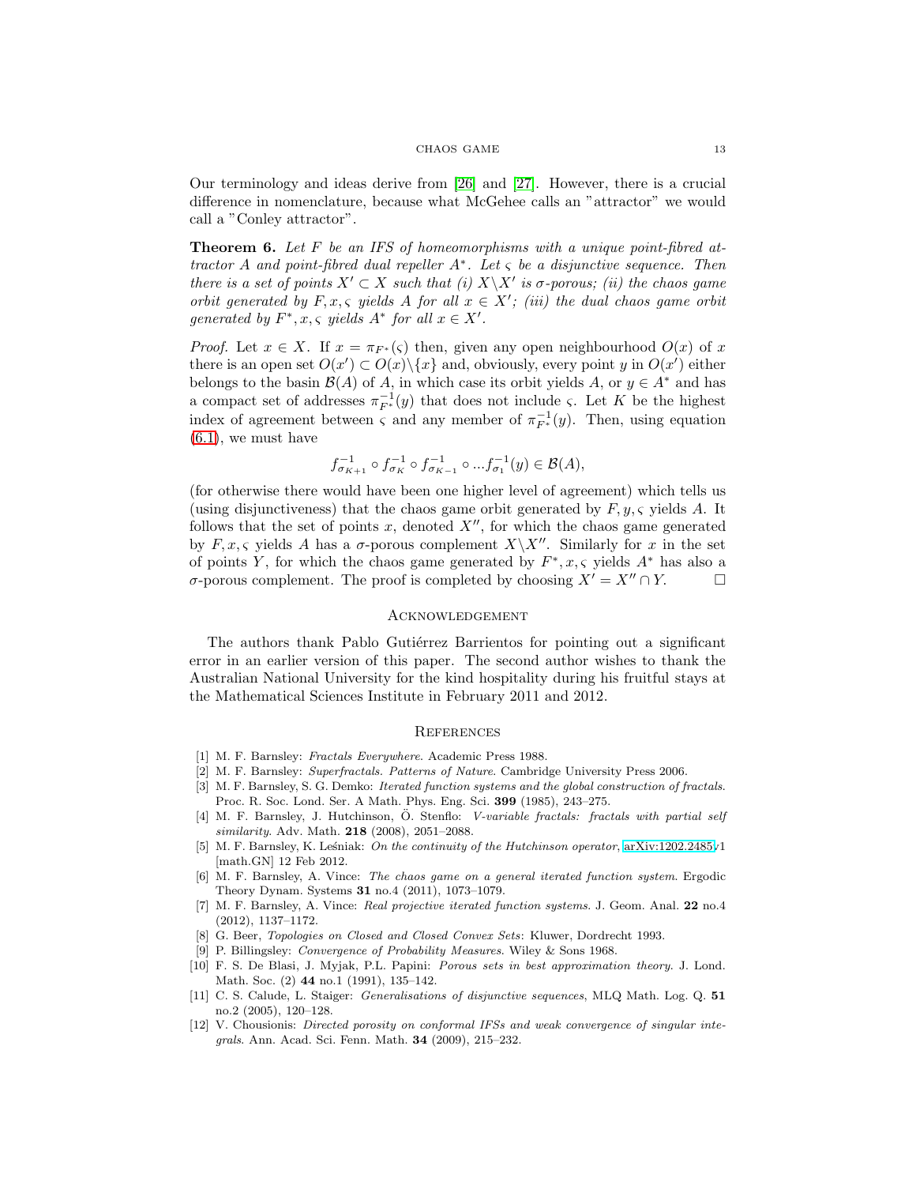Our terminology and ideas derive from [26] and [27]. However, there is a crucial difference in nomenclature, because what McGehee calls an "attractor" we would call a "Conley attractor".

**Theorem 6.** *Let $F$ be an IFS of homeomorphisms with a unique point-fibred attractor $A$ and point-fibred dual repeller $A^*$. Let $\varsigma$ be a disjunctive sequence. Then there is a set of points $X' \subset X$ such that (i) $X \backslash X'$ is $\sigma$-porous; (ii) the chaos game orbit generated by $F, x, \varsigma$ yields $A$ for all $x \in X'$; (iii) the dual chaos game orbit generated by $F^*, x, \varsigma$ yields $A^*$ for all $x \in X'$.*

*Proof.* Let $x \in X$. If $x = \pi_{F^*}(\varsigma)$ then, given any open neighbourhood $O(x)$ of $x$ there is an open set $O(x') \subset O(x) \backslash \{x\}$ and, obviously, every point $y$ in $O(x')$ either belongs to the basin $\mathcal{B}(A)$ of $A$, in which case its orbit yields $A$, or $y \in A^*$ and has a compact set of addresses $\pi_{F^*}^{-1}(y)$ that does not include $\varsigma$. Let $K$ be the highest index of agreement between $\varsigma$ and any member of $\pi_{F^*}^{-1}(y)$. Then, using equation (6.1), we must have

$$f_{\sigma_{K+1}}^{-1} \circ f_{\sigma_K}^{-1} \circ f_{\sigma_{K-1}}^{-1} \circ ... f_{\sigma_1}^{-1}(y) \in \mathcal{B}(A),$$

(for otherwise there would have been one higher level of agreement) which tells us (using disjunctiveness) that the chaos game orbit generated by $F, y, \varsigma$ yields $A$. It follows that the set of points $x$, denoted $X''$, for which the chaos game generated by $F, x, \varsigma$ yields $A$ has a $\sigma$-porous complement $X \backslash X''$. Similarly for $x$ in the set of points $Y$, for which the chaos game generated by $F^*, x, \varsigma$ yields $A^*$ has also a $\sigma$-porous complement. The proof is completed by choosing $X' = X'' \cap Y$. □

## Acknowledgement

The authors thank Pablo Gutiérrez Barrientos for pointing out a significant error in an earlier version of this paper. The second author wishes to thank the Australian National University for the kind hospitality during his fruitful stays at the Mathematical Sciences Institute in February 2011 and 2012.

## References

[1] M. F. Barnsley: *Fractals Everywhere*. Academic Press 1988.

[2] M. F. Barnsley: *Superfractals. Patterns of Nature*. Cambridge University Press 2006.

[3] M. F. Barnsley, S. G. Demko: *Iterated function systems and the global construction of fractals*. Proc. R. Soc. Lond. Ser. A Math. Phys. Eng. Sci. **399** (1985), 243–275.

[4] M. F. Barnsley, J. Hutchinson, Ö. Stenflo: *V-variable fractals: fractals with partial self similarity*. Adv. Math. **218** (2008), 2051–2088.

[5] M. F. Barnsley, K. Leśniak: *On the continuity of the Hutchinson operator*, arXiv:1202.2485v1 [math.GN] 12 Feb 2012.

[6] M. F. Barnsley, A. Vince: *The chaos game on a general iterated function system*. Ergodic Theory Dynam. Systems **31** no.4 (2011), 1073–1079.

[7] M. F. Barnsley, A. Vince: *Real projective iterated function systems*. J. Geom. Anal. **22** no.4 (2012), 1137–1172.

[8] G. Beer, *Topologies on Closed and Closed Convex Sets*: Kluwer, Dordrecht 1993.

[9] P. Billingsley: *Convergence of Probability Measures*. Wiley & Sons 1968.

[10] F. S. De Blasi, J. Myjak, P.L. Papini: *Porous sets in best approximation theory*. J. Lond. Math. Soc. (2) **44** no.1 (1991), 135–142.

[11] C. S. Calude, L. Staiger: *Generalisations of disjunctive sequences*, MLQ Math. Log. Q. **51** no.2 (2005), 120–128.

[12] V. Chousionis: *Directed porosity on conformal IFSs and weak convergence of singular integrals*. Ann. Acad. Sci. Fenn. Math. **34** (2009), 215–232.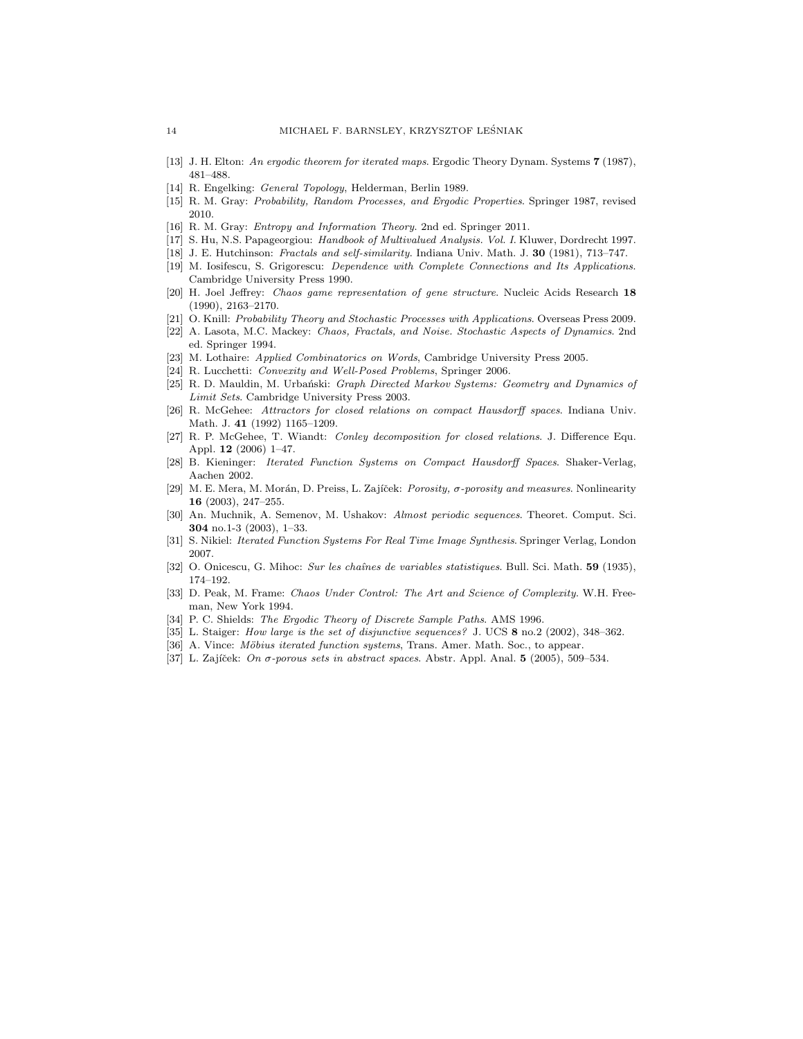[13] J. H. Elton: *An ergodic theorem for iterated maps*. Ergodic Theory Dynam. Systems **7** (1987), 481–488.

[14] R. Engelking: *General Topology*, Helderman, Berlin 1989.

[15] R. M. Gray: *Probability, Random Processes, and Ergodic Properties*. Springer 1987, revised 2010.

[16] R. M. Gray: *Entropy and Information Theory*. 2nd ed. Springer 2011.

[17] S. Hu, N.S. Papageorgiou: *Handbook of Multivalued Analysis. Vol. I*. Kluwer, Dordrecht 1997.

[18] J. E. Hutchinson: *Fractals and self-similarity*. Indiana Univ. Math. J. **30** (1981), 713–747.

[19] M. Iosifescu, S. Grigorescu: *Dependence with Complete Connections and Its Applications*. Cambridge University Press 1990.

[20] H. Joel Jeffrey: *Chaos game representation of gene structure*. Nucleic Acids Research **18** (1990), 2163–2170.

[21] O. Knill: *Probability Theory and Stochastic Processes with Applications*. Overseas Press 2009.

[22] A. Lasota, M.C. Mackey: *Chaos, Fractals, and Noise. Stochastic Aspects of Dynamics*. 2nd ed. Springer 1994.

[23] M. Lothaire: *Applied Combinatorics on Words*, Cambridge University Press 2005.

[24] R. Lucchetti: *Convexity and Well-Posed Problems*, Springer 2006.

[25] R. D. Mauldin, M. Urbański: *Graph Directed Markov Systems: Geometry and Dynamics of Limit Sets*. Cambridge University Press 2003.

[26] R. McGehee: *Attractors for closed relations on compact Hausdorff spaces*. Indiana Univ. Math. J. **41** (1992) 1165–1209.

[27] R. P. McGehee, T. Wiandt: *Conley decomposition for closed relations*. J. Difference Equ. Appl. **12** (2006) 1–47.

[28] B. Kieninger: *Iterated Function Systems on Compact Hausdorff Spaces*. Shaker-Verlag, Aachen 2002.

[29] M. E. Mera, M. Morán, D. Preiss, L. Zajíček: *Porosity, σ-porosity and measures*. Nonlinearity **16** (2003), 247–255.

[30] An. Muchnik, A. Semenov, M. Ushakov: *Almost periodic sequences*. Theoret. Comput. Sci. **304** no.1-3 (2003), 1–33.

[31] S. Nikiel: *Iterated Function Systems For Real Time Image Synthesis*. Springer Verlag, London 2007.

[32] O. Onicescu, G. Mihoc: *Sur les chaînes de variables statistiques*. Bull. Sci. Math. **59** (1935), 174–192.

[33] D. Peak, M. Frame: *Chaos Under Control: The Art and Science of Complexity*. W.H. Freeman, New York 1994.

[34] P. C. Shields: *The Ergodic Theory of Discrete Sample Paths*. AMS 1996.

[35] L. Staiger: *How large is the set of disjunctive sequences?* J. UCS **8** no.2 (2002), 348–362.

[36] A. Vince: *Möbius iterated function systems*, Trans. Amer. Math. Soc., to appear.

[37] L. Zajíček: *On σ-porous sets in abstract spaces*. Abstr. Appl. Anal. **5** (2005), 509–534.